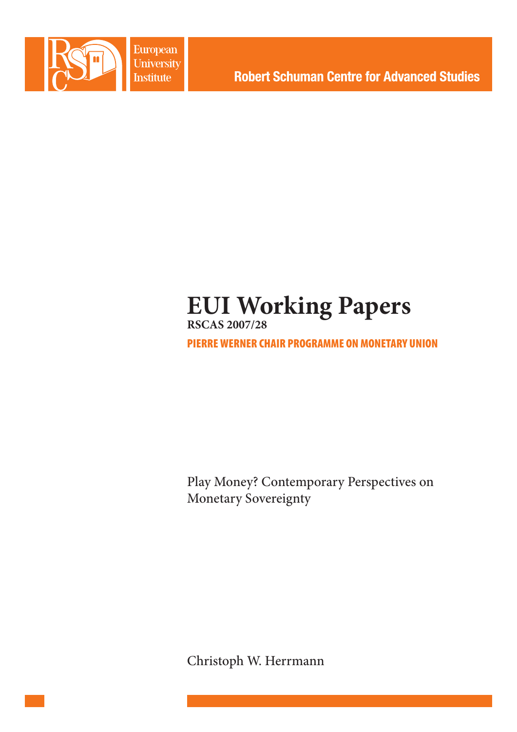European University Institute

Robert Schuman Centre for Advanced Studies

# EUI Working Papers

**RSCAS 2007/28**

**PIERRE WERNER CHAIR PROGRAMME ON MONETARY UNION**

Play Money? Contemporary Perspectives on Monetary Sovereignty

Christoph W. Herrmann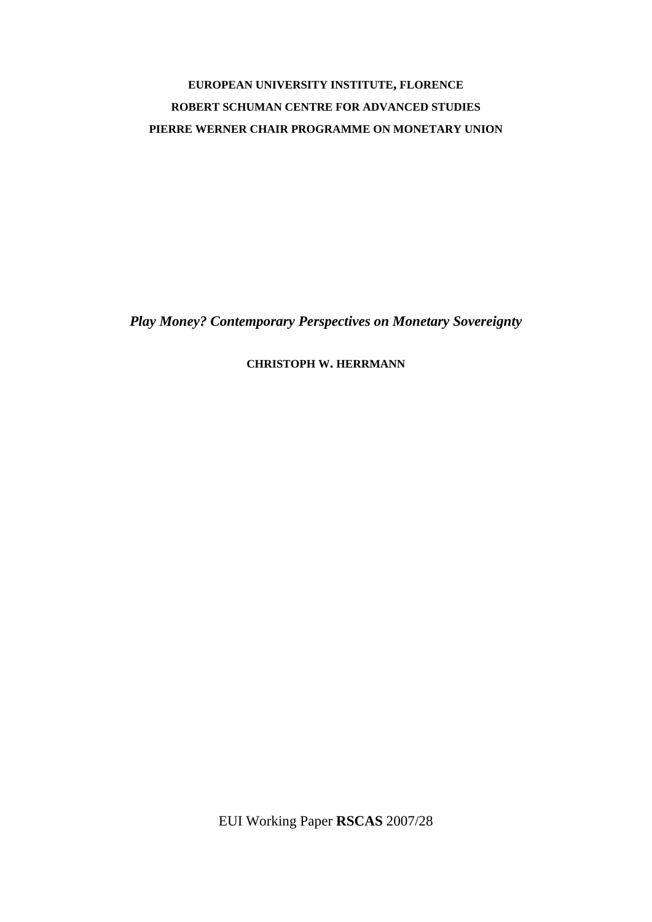**EUROPEAN UNIVERSITY INSTITUTE, FLORENCE**

**ROBERT SCHUMAN CENTRE FOR ADVANCED STUDIES**

**PIERRE WERNER CHAIR PROGRAMME ON MONETARY UNION**

# *Play Money? Contemporary Perspectives on Monetary Sovereignty*

**CHRISTOPH W. HERRMANN**

EUI Working Paper **RSCAS** 2007/28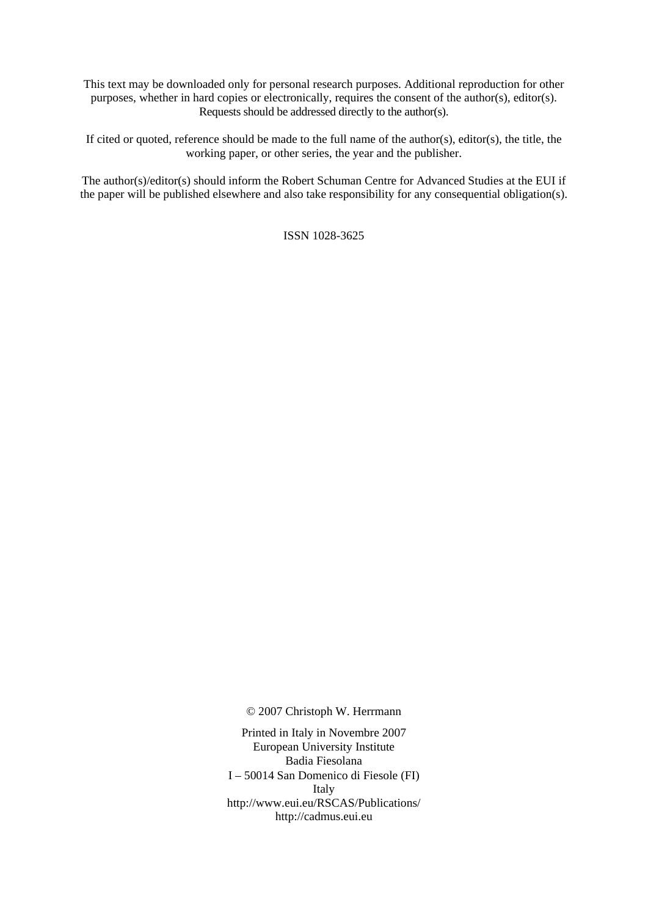This text may be downloaded only for personal research purposes. Additional reproduction for other purposes, whether in hard copies or electronically, requires the consent of the author(s), editor(s). Requests should be addressed directly to the author(s).

If cited or quoted, reference should be made to the full name of the author(s), editor(s), the title, the working paper, or other series, the year and the publisher.

The author(s)/editor(s) should inform the Robert Schuman Centre for Advanced Studies at the EUI if the paper will be published elsewhere and also take responsibility for any consequential obligation(s).

ISSN 1028-3625

© 2007 Christoph W. Herrmann

Printed in Italy in Novembre 2007
European University Institute
Badia Fiesolana
I – 50014 San Domenico di Fiesole (FI)
Italy
http://www.eui.eu/RSCAS/Publications/
http://cadmus.eui.eu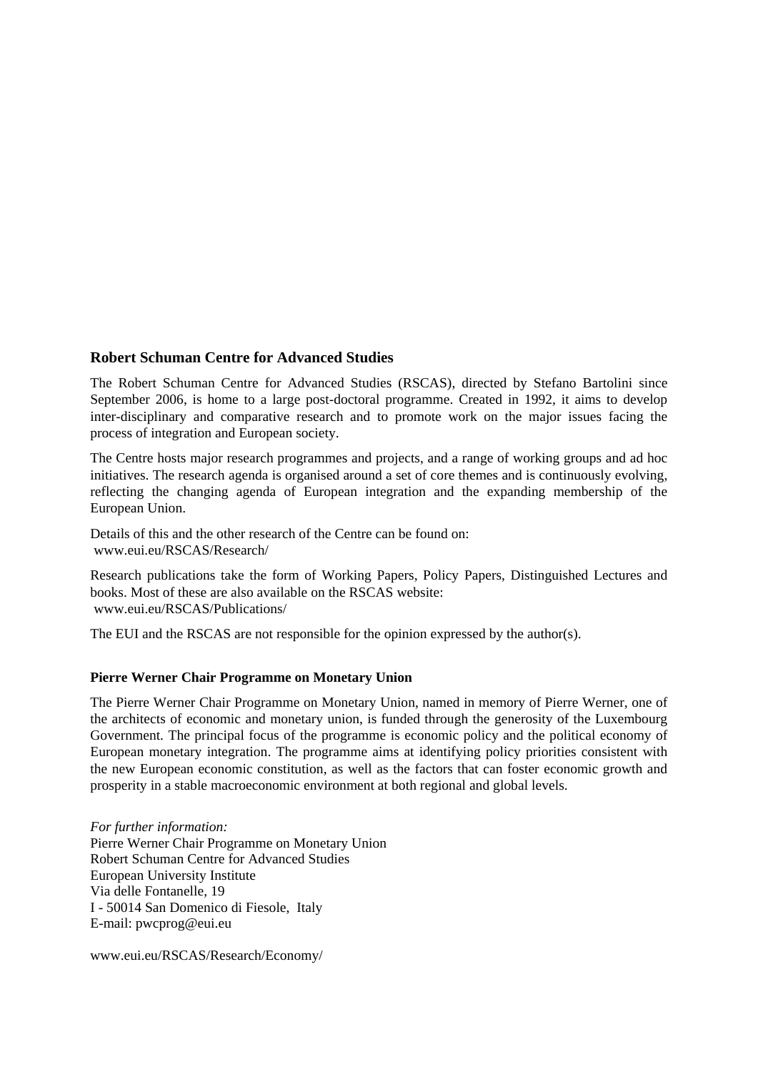## Robert Schuman Centre for Advanced Studies

The Robert Schuman Centre for Advanced Studies (RSCAS), directed by Stefano Bartolini since September 2006, is home to a large post-doctoral programme. Created in 1992, it aims to develop inter-disciplinary and comparative research and to promote work on the major issues facing the process of integration and European society.

The Centre hosts major research programmes and projects, and a range of working groups and ad hoc initiatives. The research agenda is organised around a set of core themes and is continuously evolving, reflecting the changing agenda of European integration and the expanding membership of the European Union.

Details of this and the other research of the Centre can be found on:
www.eui.eu/RSCAS/Research/

Research publications take the form of Working Papers, Policy Papers, Distinguished Lectures and books. Most of these are also available on the RSCAS website:
www.eui.eu/RSCAS/Publications/

The EUI and the RSCAS are not responsible for the opinion expressed by the author(s).

### Pierre Werner Chair Programme on Monetary Union

The Pierre Werner Chair Programme on Monetary Union, named in memory of Pierre Werner, one of the architects of economic and monetary union, is funded through the generosity of the Luxembourg Government. The principal focus of the programme is economic policy and the political economy of European monetary integration. The programme aims at identifying policy priorities consistent with the new European economic constitution, as well as the factors that can foster economic growth and prosperity in a stable macroeconomic environment at both regional and global levels.

*For further information:*
Pierre Werner Chair Programme on Monetary Union
Robert Schuman Centre for Advanced Studies
European University Institute
Via delle Fontanelle, 19
I - 50014 San Domenico di Fiesole, Italy
E-mail: pwcprog@eui.eu

www.eui.eu/RSCAS/Research/Economy/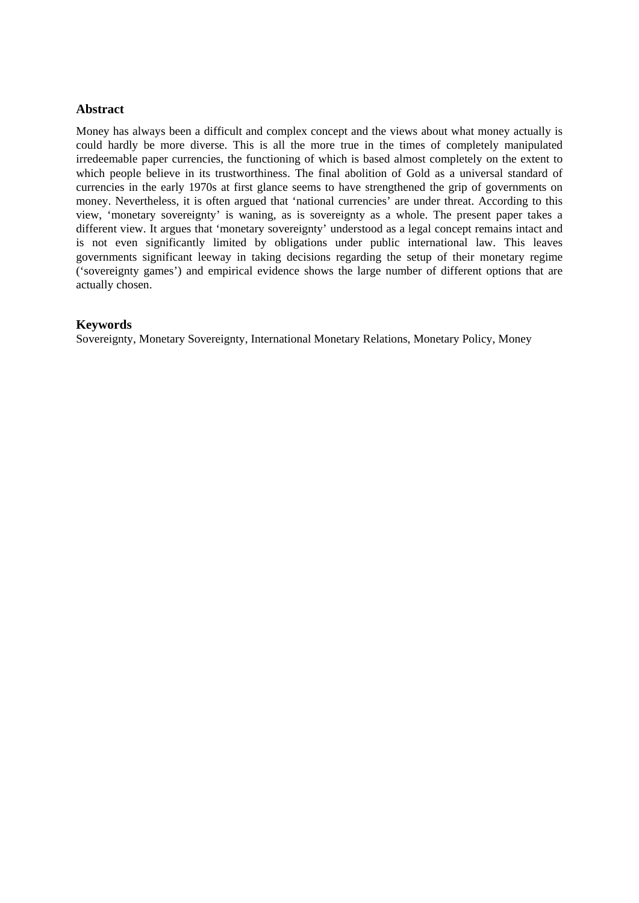## Abstract

Money has always been a difficult and complex concept and the views about what money actually is could hardly be more diverse. This is all the more true in the times of completely manipulated irredeemable paper currencies, the functioning of which is based almost completely on the extent to which people believe in its trustworthiness. The final abolition of Gold as a universal standard of currencies in the early 1970s at first glance seems to have strengthened the grip of governments on money. Nevertheless, it is often argued that 'national currencies' are under threat. According to this view, 'monetary sovereignty' is waning, as is sovereignty as a whole. The present paper takes a different view. It argues that 'monetary sovereignty' understood as a legal concept remains intact and is not even significantly limited by obligations under public international law. This leaves governments significant leeway in taking decisions regarding the setup of their monetary regime ('sovereignty games') and empirical evidence shows the large number of different options that are actually chosen.

## Keywords

Sovereignty, Monetary Sovereignty, International Monetary Relations, Monetary Policy, Money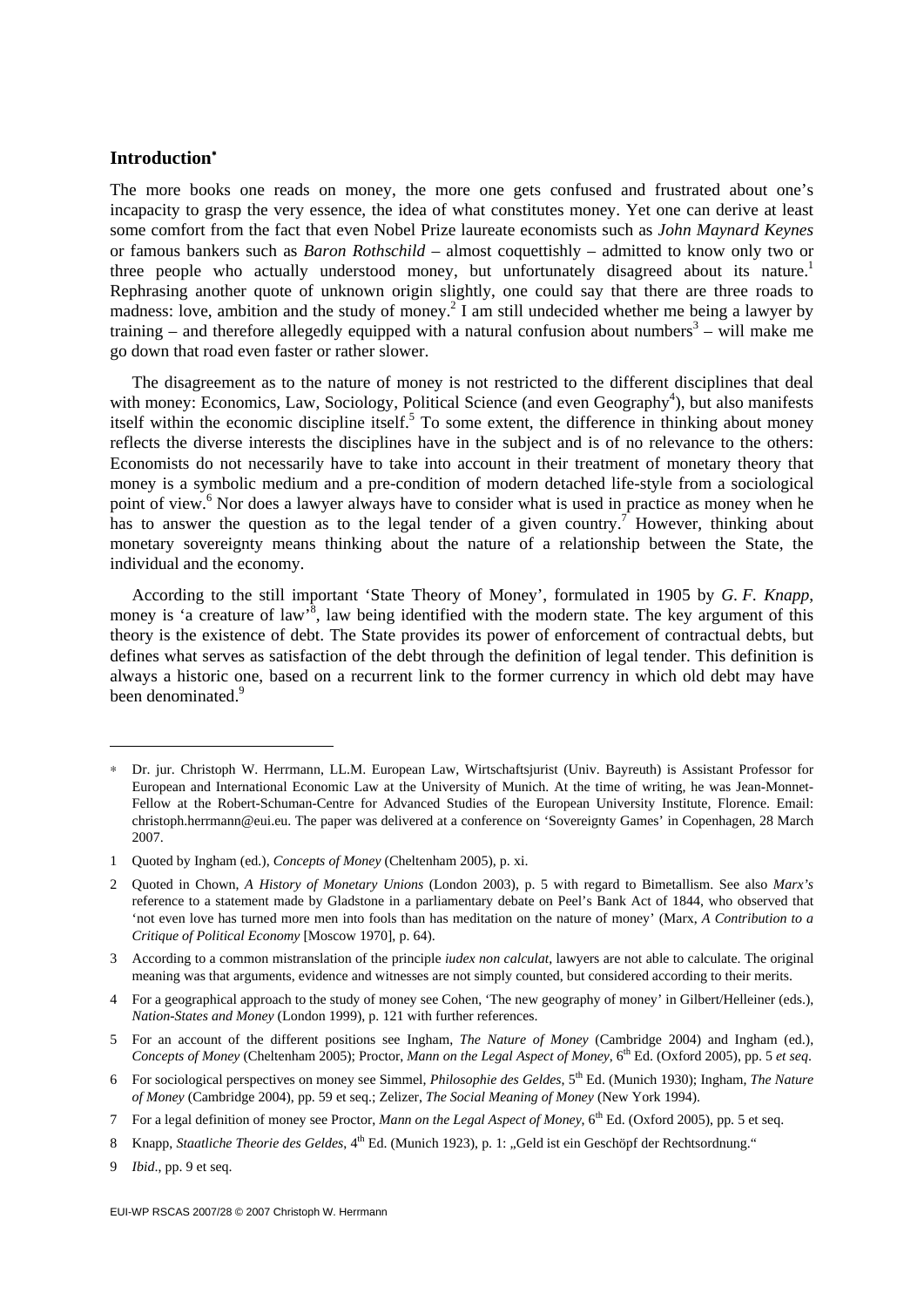## Introduction[∗]

The more books one reads on money, the more one gets confused and frustrated about one's incapacity to grasp the very essence, the idea of what constitutes money. Yet one can derive at least some comfort from the fact that even Nobel Prize laureate economists such as *John Maynard Keynes* or famous bankers such as *Baron Rothschild* – almost coquettishly – admitted to know only two or three people who actually understood money, but unfortunately disagreed about its nature.[1] Rephrasing another quote of unknown origin slightly, one could say that there are three roads to madness: love, ambition and the study of money.[2] I am still undecided whether me being a lawyer by training – and therefore allegedly equipped with a natural confusion about numbers[3] – will make me go down that road even faster or rather slower.

The disagreement as to the nature of money is not restricted to the different disciplines that deal with money: Economics, Law, Sociology, Political Science (and even Geography[4]), but also manifests itself within the economic discipline itself.[5] To some extent, the difference in thinking about money reflects the diverse interests the disciplines have in the subject and is of no relevance to the others: Economists do not necessarily have to take into account in their treatment of monetary theory that money is a symbolic medium and a pre-condition of modern detached life-style from a sociological point of view.[6] Nor does a lawyer always have to consider what is used in practice as money when he has to answer the question as to the legal tender of a given country.[7] However, thinking about monetary sovereignty means thinking about the nature of a relationship between the State, the individual and the economy.

According to the still important 'State Theory of Money', formulated in 1905 by *G. F. Knapp*, money is 'a creature of law'[8], law being identified with the modern state. The key argument of this theory is the existence of debt. The State provides its power of enforcement of contractual debts, but defines what serves as satisfaction of the debt through the definition of legal tender. This definition is always a historic one, based on a recurrent link to the former currency in which old debt may have been denominated.[9]

---

∗ Dr. jur. Christoph W. Herrmann, LL.M. European Law, Wirtschaftsjurist (Univ. Bayreuth) is Assistant Professor for European and International Economic Law at the University of Munich. At the time of writing, he was Jean-Monnet-Fellow at the Robert-Schuman-Centre for Advanced Studies of the European University Institute, Florence. Email: christoph.herrmann@eui.eu. The paper was delivered at a conference on 'Sovereignty Games' in Copenhagen, 28 March 2007.

1 Quoted by Ingham (ed.), *Concepts of Money* (Cheltenham 2005), p. xi.

2 Quoted in Chown, *A History of Monetary Unions* (London 2003), p. 5 with regard to Bimetallism. See also *Marx's* reference to a statement made by Gladstone in a parliamentary debate on Peel's Bank Act of 1844, who observed that 'not even love has turned more men into fools than has meditation on the nature of money' (Marx, *A Contribution to a Critique of Political Economy* [Moscow 1970], p. 64).

3 According to a common mistranslation of the principle *iudex non calculat*, lawyers are not able to calculate. The original meaning was that arguments, evidence and witnesses are not simply counted, but considered according to their merits.

4 For a geographical approach to the study of money see Cohen, 'The new geography of money' in Gilbert/Helleiner (eds.), *Nation-States and Money* (London 1999), p. 121 with further references.

5 For an account of the different positions see Ingham, *The Nature of Money* (Cambridge 2004) and Ingham (ed.), *Concepts of Money* (Cheltenham 2005); Proctor, *Mann on the Legal Aspect of Money*, 6th Ed. (Oxford 2005), pp. 5 *et seq*.

6 For sociological perspectives on money see Simmel, *Philosophie des Geldes*, 5th Ed. (Munich 1930); Ingham, *The Nature of Money* (Cambridge 2004), pp. 59 et seq.; Zelizer, *The Social Meaning of Money* (New York 1994).

7 For a legal definition of money see Proctor, *Mann on the Legal Aspect of Money*, 6th Ed. (Oxford 2005), pp. 5 et seq.

8 Knapp, *Staatliche Theorie des Geldes*, 4th Ed. (Munich 1923), p. 1: „Geld ist ein Geschöpf der Rechtsordnung."

9 *Ibid*., pp. 9 et seq.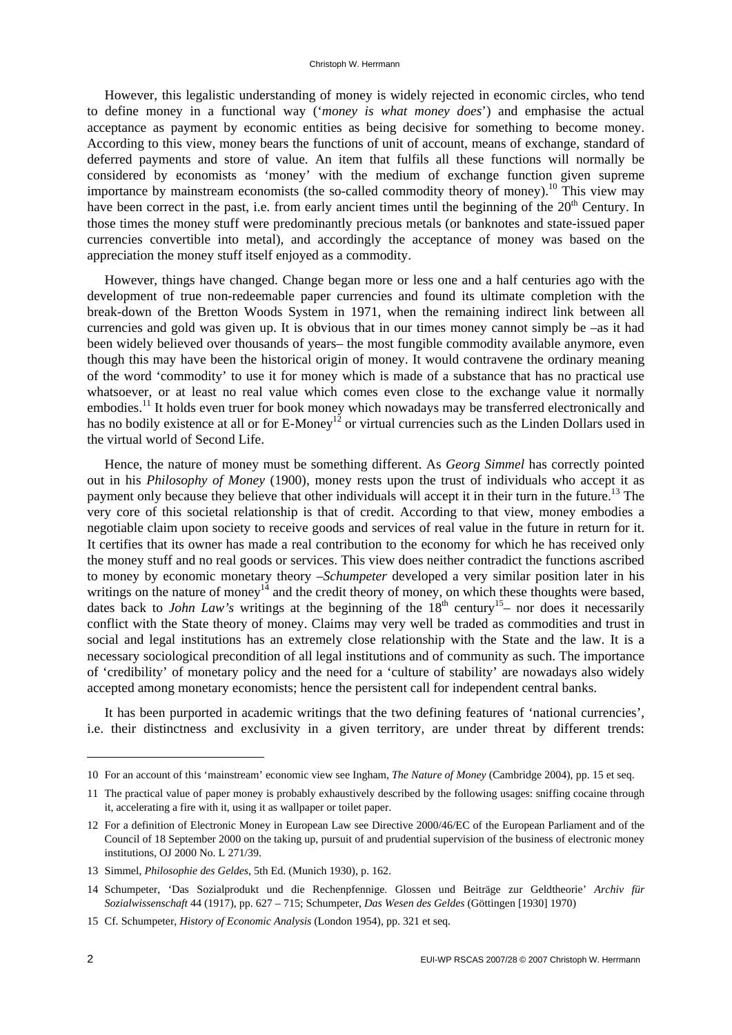However, this legalistic understanding of money is widely rejected in economic circles, who tend to define money in a functional way ('*money is what money does*') and emphasise the actual acceptance as payment by economic entities as being decisive for something to become money. According to this view, money bears the functions of unit of account, means of exchange, standard of deferred payments and store of value. An item that fulfils all these functions will normally be considered by economists as 'money' with the medium of exchange function given supreme importance by mainstream economists (the so-called commodity theory of money).[10] This view may have been correct in the past, i.e. from early ancient times until the beginning of the 20th Century. In those times the money stuff were predominantly precious metals (or banknotes and state-issued paper currencies convertible into metal), and accordingly the acceptance of money was based on the appreciation the money stuff itself enjoyed as a commodity.

However, things have changed. Change began more or less one and a half centuries ago with the development of true non-redeemable paper currencies and found its ultimate completion with the break-down of the Bretton Woods System in 1971, when the remaining indirect link between all currencies and gold was given up. It is obvious that in our times money cannot simply be –as it had been widely believed over thousands of years– the most fungible commodity available anymore, even though this may have been the historical origin of money. It would contravene the ordinary meaning of the word 'commodity' to use it for money which is made of a substance that has no practical use whatsoever, or at least no real value which comes even close to the exchange value it normally embodies.[11] It holds even truer for book money which nowadays may be transferred electronically and has no bodily existence at all or for E-Money[12] or virtual currencies such as the Linden Dollars used in the virtual world of Second Life.

Hence, the nature of money must be something different. As *Georg Simmel* has correctly pointed out in his *Philosophy of Money* (1900), money rests upon the trust of individuals who accept it as payment only because they believe that other individuals will accept it in their turn in the future.[13] The very core of this societal relationship is that of credit. According to that view, money embodies a negotiable claim upon society to receive goods and services of real value in the future in return for it. It certifies that its owner has made a real contribution to the economy for which he has received only the money stuff and no real goods or services. This view does neither contradict the functions ascribed to money by economic monetary theory –*Schumpeter* developed a very similar position later in his writings on the nature of money[14] and the credit theory of money, on which these thoughts were based, dates back to *John Law's* writings at the beginning of the 18th century[15]– nor does it necessarily conflict with the State theory of money. Claims may very well be traded as commodities and trust in social and legal institutions has an extremely close relationship with the State and the law. It is a necessary sociological precondition of all legal institutions and of community as such. The importance of 'credibility' of monetary policy and the need for a 'culture of stability' are nowadays also widely accepted among monetary economists; hence the persistent call for independent central banks.

It has been purported in academic writings that the two defining features of 'national currencies', i.e. their distinctness and exclusivity in a given territory, are under threat by different trends:

---

10 For an account of this 'mainstream' economic view see Ingham, *The Nature of Money* (Cambridge 2004), pp. 15 et seq.

11 The practical value of paper money is probably exhaustively described by the following usages: sniffing cocaine through it, accelerating a fire with it, using it as wallpaper or toilet paper.

12 For a definition of Electronic Money in European Law see Directive 2000/46/EC of the European Parliament and of the Council of 18 September 2000 on the taking up, pursuit of and prudential supervision of the business of electronic money institutions, OJ 2000 No. L 271/39.

13 Simmel, *Philosophie des Geldes*, 5th Ed. (Munich 1930), p. 162.

14 Schumpeter, 'Das Sozialprodukt und die Rechenpfennige. Glossen und Beiträge zur Geldtheorie' *Archiv für Sozialwissenschaft* 44 (1917), pp. 627 – 715; Schumpeter, *Das Wesen des Geldes* (Göttingen [1930] 1970)

15 Cf. Schumpeter, *History of Economic Analysis* (London 1954), pp. 321 et seq.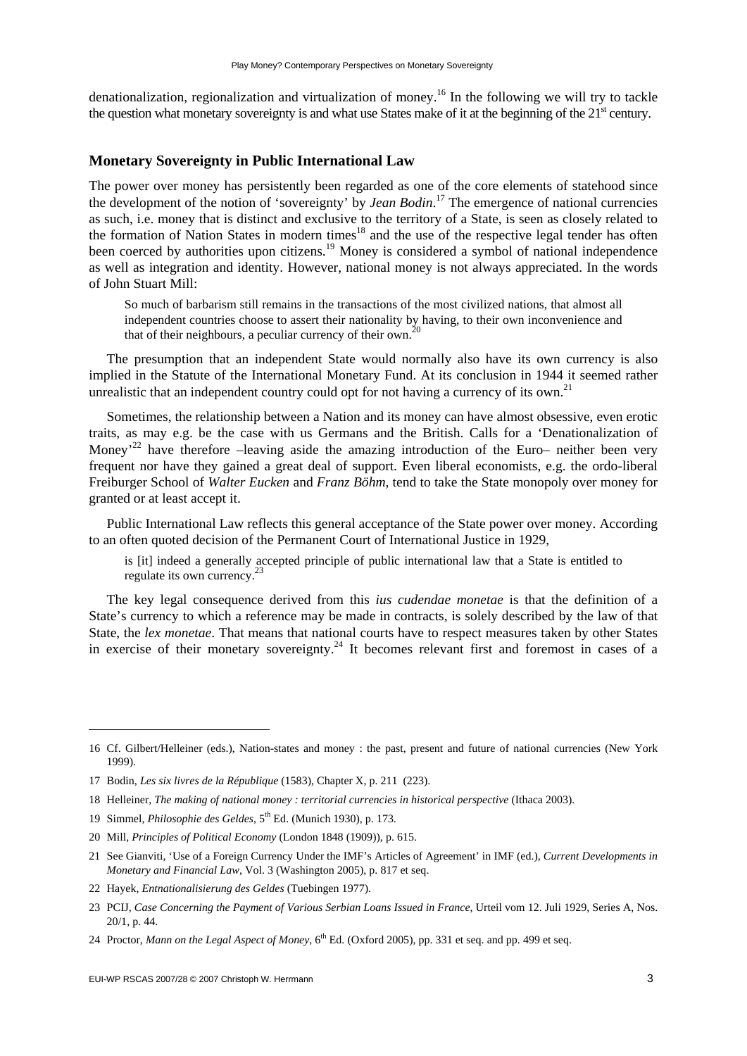denationalization, regionalization and virtualization of money.[16] In the following we will try to tackle the question what monetary sovereignty is and what use States make of it at the beginning of the 21st century.

## Monetary Sovereignty in Public International Law

The power over money has persistently been regarded as one of the core elements of statehood since the development of the notion of 'sovereignty' by *Jean Bodin*.[17] The emergence of national currencies as such, i.e. money that is distinct and exclusive to the territory of a State, is seen as closely related to the formation of Nation States in modern times[18] and the use of the respective legal tender has often been coerced by authorities upon citizens.[19] Money is considered a symbol of national independence as well as integration and identity. However, national money is not always appreciated. In the words of John Stuart Mill:

> So much of barbarism still remains in the transactions of the most civilized nations, that almost all independent countries choose to assert their nationality by having, to their own inconvenience and that of their neighbours, a peculiar currency of their own.[20]

The presumption that an independent State would normally also have its own currency is also implied in the Statute of the International Monetary Fund. At its conclusion in 1944 it seemed rather unrealistic that an independent country could opt for not having a currency of its own.[21]

Sometimes, the relationship between a Nation and its money can have almost obsessive, even erotic traits, as may e.g. be the case with us Germans and the British. Calls for a 'Denationalization of Money'[22] have therefore –leaving aside the amazing introduction of the Euro– neither been very frequent nor have they gained a great deal of support. Even liberal economists, e.g. the ordo-liberal Freiburger School of *Walter Eucken* and *Franz Böhm*, tend to take the State monopoly over money for granted or at least accept it.

Public International Law reflects this general acceptance of the State power over money. According to an often quoted decision of the Permanent Court of International Justice in 1929,

> is [it] indeed a generally accepted principle of public international law that a State is entitled to regulate its own currency.[23]

The key legal consequence derived from this *ius cudendae monetae* is that the definition of a State's currency to which a reference may be made in contracts, is solely described by the law of that State, the *lex monetae*. That means that national courts have to respect measures taken by other States in exercise of their monetary sovereignty.[24] It becomes relevant first and foremost in cases of a

---

16 Cf. Gilbert/Helleiner (eds.), Nation-states and money : the past, present and future of national currencies (New York 1999).

17 Bodin, *Les six livres de la République* (1583), Chapter X, p. 211 (223).

18 Helleiner, *The making of national money : territorial currencies in historical perspective* (Ithaca 2003).

19 Simmel, *Philosophie des Geldes*, 5th Ed. (Munich 1930), p. 173.

20 Mill, *Principles of Political Economy* (London 1848 (1909)), p. 615.

21 See Gianviti, 'Use of a Foreign Currency Under the IMF's Articles of Agreement' in IMF (ed.), *Current Developments in Monetary and Financial Law*, Vol. 3 (Washington 2005), p. 817 et seq.

22 Hayek, *Entnationalisierung des Geldes* (Tuebingen 1977).

23 PCIJ, *Case Concerning the Payment of Various Serbian Loans Issued in France*, Urteil vom 12. Juli 1929, Series A, Nos. 20/1, p. 44.

24 Proctor, *Mann on the Legal Aspect of Money*, 6th Ed. (Oxford 2005), pp. 331 et seq. and pp. 499 et seq.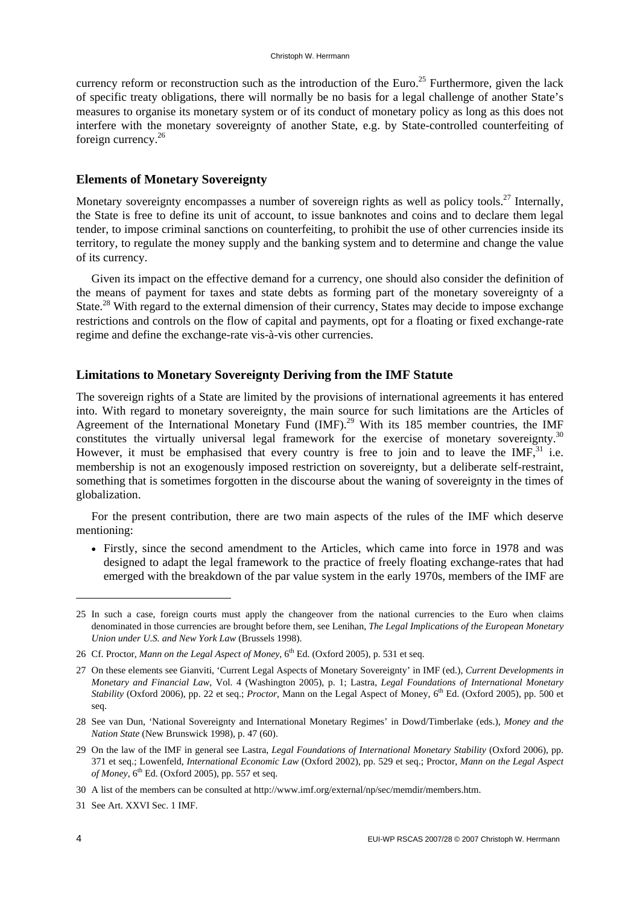currency reform or reconstruction such as the introduction of the Euro.[25] Furthermore, given the lack of specific treaty obligations, there will normally be no basis for a legal challenge of another State's measures to organise its monetary system or of its conduct of monetary policy as long as this does not interfere with the monetary sovereignty of another State, e.g. by State-controlled counterfeiting of foreign currency.[26]

## Elements of Monetary Sovereignty

Monetary sovereignty encompasses a number of sovereign rights as well as policy tools.[27] Internally, the State is free to define its unit of account, to issue banknotes and coins and to declare them legal tender, to impose criminal sanctions on counterfeiting, to prohibit the use of other currencies inside its territory, to regulate the money supply and the banking system and to determine and change the value of its currency.

Given its impact on the effective demand for a currency, one should also consider the definition of the means of payment for taxes and state debts as forming part of the monetary sovereignty of a State.[28] With regard to the external dimension of their currency, States may decide to impose exchange restrictions and controls on the flow of capital and payments, opt for a floating or fixed exchange-rate regime and define the exchange-rate vis-à-vis other currencies.

## Limitations to Monetary Sovereignty Deriving from the IMF Statute

The sovereign rights of a State are limited by the provisions of international agreements it has entered into. With regard to monetary sovereignty, the main source for such limitations are the Articles of Agreement of the International Monetary Fund (IMF).[29] With its 185 member countries, the IMF constitutes the virtually universal legal framework for the exercise of monetary sovereignty.[30] However, it must be emphasised that every country is free to join and to leave the IMF,[31] i.e. membership is not an exogenously imposed restriction on sovereignty, but a deliberate self-restraint, something that is sometimes forgotten in the discourse about the waning of sovereignty in the times of globalization.

For the present contribution, there are two main aspects of the rules of the IMF which deserve mentioning:

- Firstly, since the second amendment to the Articles, which came into force in 1978 and was designed to adapt the legal framework to the practice of freely floating exchange-rates that had emerged with the breakdown of the par value system in the early 1970s, members of the IMF are

---

25 In such a case, foreign courts must apply the changeover from the national currencies to the Euro when claims denominated in those currencies are brought before them, see Lenihan, *The Legal Implications of the European Monetary Union under U.S. and New York Law* (Brussels 1998).

26 Cf. Proctor, *Mann on the Legal Aspect of Money*, 6th Ed. (Oxford 2005), p. 531 et seq.

27 On these elements see Gianviti, 'Current Legal Aspects of Monetary Sovereignty' in IMF (ed.), *Current Developments in Monetary and Financial Law*, Vol. 4 (Washington 2005), p. 1; Lastra, *Legal Foundations of International Monetary Stability* (Oxford 2006), pp. 22 et seq.; *Proctor*, Mann on the Legal Aspect of Money, 6th Ed. (Oxford 2005), pp. 500 et seq.

28 See van Dun, 'National Sovereignty and International Monetary Regimes' in Dowd/Timberlake (eds.), *Money and the Nation State* (New Brunswick 1998), p. 47 (60).

29 On the law of the IMF in general see Lastra, *Legal Foundations of International Monetary Stability* (Oxford 2006), pp. 371 et seq.; Lowenfeld, *International Economic Law* (Oxford 2002), pp. 529 et seq.; Proctor, *Mann on the Legal Aspect of Money*, 6th Ed. (Oxford 2005), pp. 557 et seq.

30 A list of the members can be consulted at http://www.imf.org/external/np/sec/memdir/members.htm.

31 See Art. XXVI Sec. 1 IMF.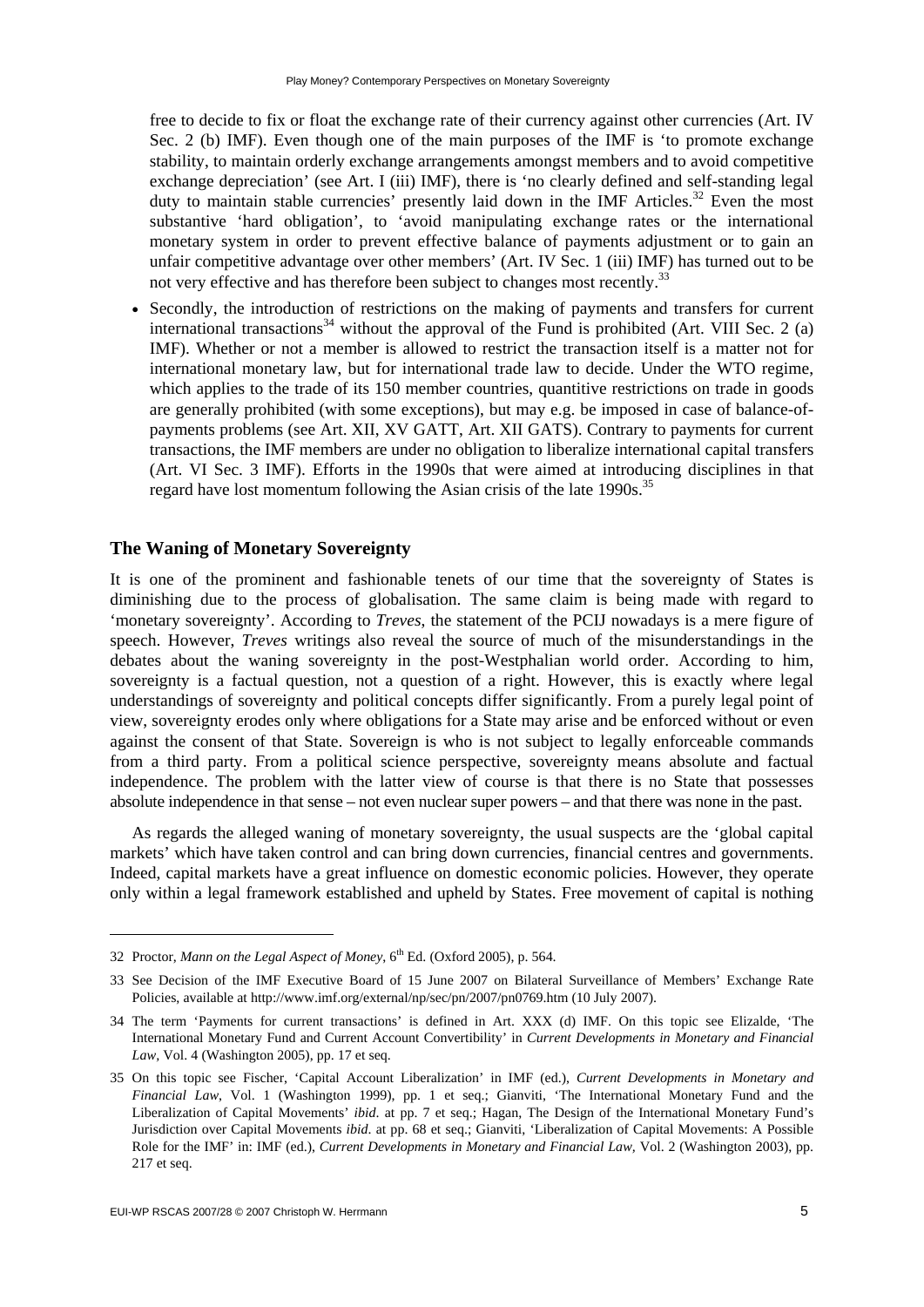free to decide to fix or float the exchange rate of their currency against other currencies (Art. IV Sec. 2 (b) IMF). Even though one of the main purposes of the IMF is 'to promote exchange stability, to maintain orderly exchange arrangements amongst members and to avoid competitive exchange depreciation' (see Art. I (iii) IMF), there is 'no clearly defined and self-standing legal duty to maintain stable currencies' presently laid down in the IMF Articles.[32] Even the most substantive 'hard obligation', to 'avoid manipulating exchange rates or the international monetary system in order to prevent effective balance of payments adjustment or to gain an unfair competitive advantage over other members' (Art. IV Sec. 1 (iii) IMF) has turned out to be not very effective and has therefore been subject to changes most recently.[33]

- Secondly, the introduction of restrictions on the making of payments and transfers for current international transactions[34] without the approval of the Fund is prohibited (Art. VIII Sec. 2 (a) IMF). Whether or not a member is allowed to restrict the transaction itself is a matter not for international monetary law, but for international trade law to decide. Under the WTO regime, which applies to the trade of its 150 member countries, quantitive restrictions on trade in goods are generally prohibited (with some exceptions), but may e.g. be imposed in case of balance-of-payments problems (see Art. XII, XV GATT, Art. XII GATS). Contrary to payments for current transactions, the IMF members are under no obligation to liberalize international capital transfers (Art. VI Sec. 3 IMF). Efforts in the 1990s that were aimed at introducing disciplines in that regard have lost momentum following the Asian crisis of the late 1990s.[35]

## The Waning of Monetary Sovereignty

It is one of the prominent and fashionable tenets of our time that the sovereignty of States is diminishing due to the process of globalisation. The same claim is being made with regard to 'monetary sovereignty'. According to *Treves*, the statement of the PCIJ nowadays is a mere figure of speech. However, *Treves* writings also reveal the source of much of the misunderstandings in the debates about the waning sovereignty in the post-Westphalian world order. According to him, sovereignty is a factual question, not a question of a right. However, this is exactly where legal understandings of sovereignty and political concepts differ significantly. From a purely legal point of view, sovereignty erodes only where obligations for a State may arise and be enforced without or even against the consent of that State. Sovereign is who is not subject to legally enforceable commands from a third party. From a political science perspective, sovereignty means absolute and factual independence. The problem with the latter view of course is that there is no State that possesses absolute independence in that sense – not even nuclear super powers – and that there was none in the past.

As regards the alleged waning of monetary sovereignty, the usual suspects are the 'global capital markets' which have taken control and can bring down currencies, financial centres and governments. Indeed, capital markets have a great influence on domestic economic policies. However, they operate only within a legal framework established and upheld by States. Free movement of capital is nothing

---

32 Proctor, *Mann on the Legal Aspect of Money*, 6th Ed. (Oxford 2005), p. 564.

33 See Decision of the IMF Executive Board of 15 June 2007 on Bilateral Surveillance of Members' Exchange Rate Policies, available at http://www.imf.org/external/np/sec/pn/2007/pn0769.htm (10 July 2007).

34 The term 'Payments for current transactions' is defined in Art. XXX (d) IMF. On this topic see Elizalde, 'The International Monetary Fund and Current Account Convertibility' in *Current Developments in Monetary and Financial Law*, Vol. 4 (Washington 2005), pp. 17 et seq.

35 On this topic see Fischer, 'Capital Account Liberalization' in IMF (ed.), *Current Developments in Monetary and Financial Law*, Vol. 1 (Washington 1999), pp. 1 et seq.; Gianviti, 'The International Monetary Fund and the Liberalization of Capital Movements' *ibid*. at pp. 7 et seq.; Hagan, The Design of the International Monetary Fund's Jurisdiction over Capital Movements *ibid*. at pp. 68 et seq.; Gianviti, 'Liberalization of Capital Movements: A Possible Role for the IMF' in: IMF (ed.), *Current Developments in Monetary and Financial Law*, Vol. 2 (Washington 2003), pp. 217 et seq.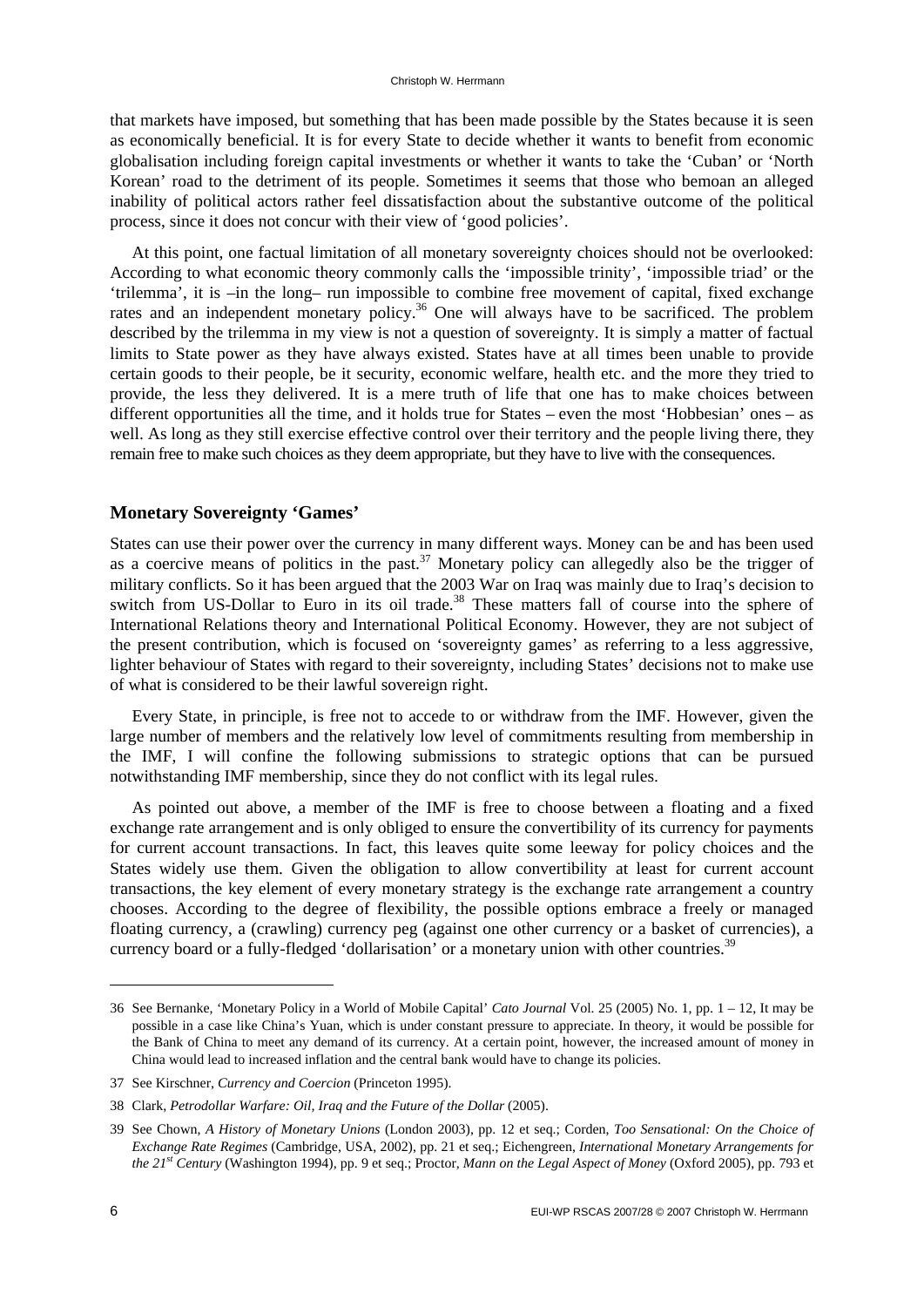that markets have imposed, but something that has been made possible by the States because it is seen as economically beneficial. It is for every State to decide whether it wants to benefit from economic globalisation including foreign capital investments or whether it wants to take the 'Cuban' or 'North Korean' road to the detriment of its people. Sometimes it seems that those who bemoan an alleged inability of political actors rather feel dissatisfaction about the substantive outcome of the political process, since it does not concur with their view of 'good policies'.

At this point, one factual limitation of all monetary sovereignty choices should not be overlooked: According to what economic theory commonly calls the 'impossible trinity', 'impossible triad' or the 'trilemma', it is –in the long– run impossible to combine free movement of capital, fixed exchange rates and an independent monetary policy.[36] One will always have to be sacrificed. The problem described by the trilemma in my view is not a question of sovereignty. It is simply a matter of factual limits to State power as they have always existed. States have at all times been unable to provide certain goods to their people, be it security, economic welfare, health etc. and the more they tried to provide, the less they delivered. It is a mere truth of life that one has to make choices between different opportunities all the time, and it holds true for States – even the most 'Hobbesian' ones – as well. As long as they still exercise effective control over their territory and the people living there, they remain free to make such choices as they deem appropriate, but they have to live with the consequences.

## Monetary Sovereignty 'Games'

States can use their power over the currency in many different ways. Money can be and has been used as a coercive means of politics in the past.[37] Monetary policy can allegedly also be the trigger of military conflicts. So it has been argued that the 2003 War on Iraq was mainly due to Iraq's decision to switch from US-Dollar to Euro in its oil trade.[38] These matters fall of course into the sphere of International Relations theory and International Political Economy. However, they are not subject of the present contribution, which is focused on 'sovereignty games' as referring to a less aggressive, lighter behaviour of States with regard to their sovereignty, including States' decisions not to make use of what is considered to be their lawful sovereign right.

Every State, in principle, is free not to accede to or withdraw from the IMF. However, given the large number of members and the relatively low level of commitments resulting from membership in the IMF, I will confine the following submissions to strategic options that can be pursued notwithstanding IMF membership, since they do not conflict with its legal rules.

As pointed out above, a member of the IMF is free to choose between a floating and a fixed exchange rate arrangement and is only obliged to ensure the convertibility of its currency for payments for current account transactions. In fact, this leaves quite some leeway for policy choices and the States widely use them. Given the obligation to allow convertibility at least for current account transactions, the key element of every monetary strategy is the exchange rate arrangement a country chooses. According to the degree of flexibility, the possible options embrace a freely or managed floating currency, a (crawling) currency peg (against one other currency or a basket of currencies), a currency board or a fully-fledged 'dollarisation' or a monetary union with other countries.[39]

---

36 See Bernanke, 'Monetary Policy in a World of Mobile Capital' *Cato Journal* Vol. 25 (2005) No. 1, pp. 1 – 12, It may be possible in a case like China's Yuan, which is under constant pressure to appreciate. In theory, it would be possible for the Bank of China to meet any demand of its currency. At a certain point, however, the increased amount of money in China would lead to increased inflation and the central bank would have to change its policies.

37 See Kirschner, *Currency and Coercion* (Princeton 1995).

38 Clark, *Petrodollar Warfare: Oil, Iraq and the Future of the Dollar* (2005).

39 See Chown, *A History of Monetary Unions* (London 2003), pp. 12 et seq.; Corden, *Too Sensational: On the Choice of Exchange Rate Regimes* (Cambridge, USA, 2002), pp. 21 et seq.; Eichengreen, *International Monetary Arrangements for the 21st Century* (Washington 1994), pp. 9 et seq.; Proctor, *Mann on the Legal Aspect of Money* (Oxford 2005), pp. 793 et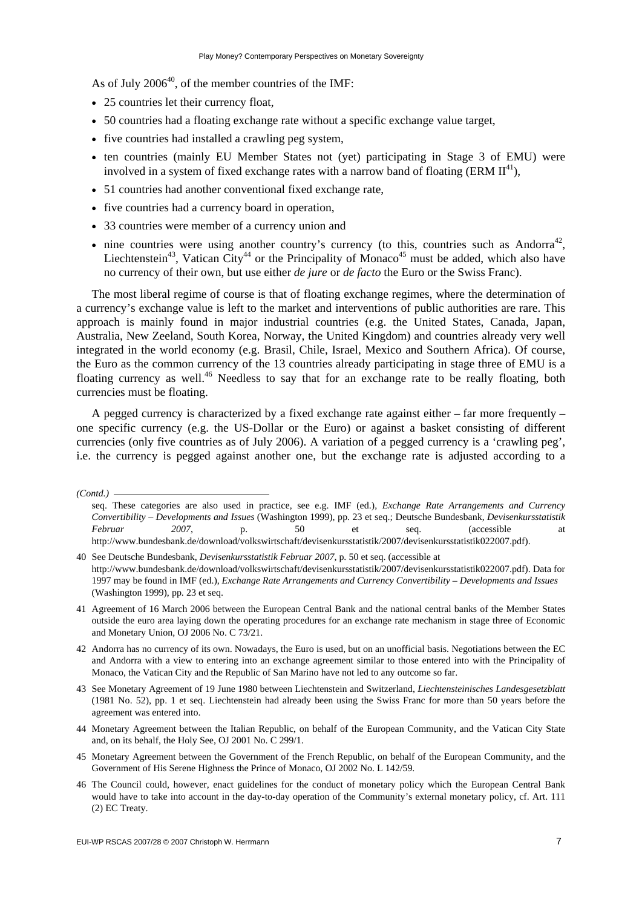As of July 2006[40], of the member countries of the IMF:

- 25 countries let their currency float,
- 50 countries had a floating exchange rate without a specific exchange value target,
- five countries had installed a crawling peg system,
- ten countries (mainly EU Member States not (yet) participating in Stage 3 of EMU) were involved in a system of fixed exchange rates with a narrow band of floating (ERM II[41]),
- 51 countries had another conventional fixed exchange rate,
- five countries had a currency board in operation,
- 33 countries were member of a currency union and
- nine countries were using another country's currency (to this, countries such as Andorra[42], Liechtenstein[43], Vatican City[44] or the Principality of Monaco[45] must be added, which also have no currency of their own, but use either *de jure* or *de facto* the Euro or the Swiss Franc).

The most liberal regime of course is that of floating exchange regimes, where the determination of a currency's exchange value is left to the market and interventions of public authorities are rare. This approach is mainly found in major industrial countries (e.g. the United States, Canada, Japan, Australia, New Zeeland, South Korea, Norway, the United Kingdom) and countries already very well integrated in the world economy (e.g. Brasil, Chile, Israel, Mexico and Southern Africa). Of course, the Euro as the common currency of the 13 countries already participating in stage three of EMU is a floating currency as well.[46] Needless to say that for an exchange rate to be really floating, both currencies must be floating.

A pegged currency is characterized by a fixed exchange rate against either – far more frequently – one specific currency (e.g. the US-Dollar or the Euro) or against a basket consisting of different currencies (only five countries as of July 2006). A variation of a pegged currency is a 'crawling peg', i.e. the currency is pegged against another one, but the exchange rate is adjusted according to a

---

*(Contd.)*

seq. These categories are also used in practice, see e.g. IMF (ed.), *Exchange Rate Arrangements and Currency Convertibility – Developments and Issues* (Washington 1999), pp. 23 et seq.; Deutsche Bundesbank, *Devisenkursstatistik Februar 2007*, p. 50 et seq. (accessible at http://www.bundesbank.de/download/volkswirtschaft/devisenkursstatistik/2007/devisenkursstatistik022007.pdf).

40 See Deutsche Bundesbank, *Devisenkursstatistik Februar 2007*, p. 50 et seq. (accessible at http://www.bundesbank.de/download/volkswirtschaft/devisenkursstatistik/2007/devisenkursstatistik022007.pdf). Data for 1997 may be found in IMF (ed.), *Exchange Rate Arrangements and Currency Convertibility – Developments and Issues* (Washington 1999), pp. 23 et seq.

41 Agreement of 16 March 2006 between the European Central Bank and the national central banks of the Member States outside the euro area laying down the operating procedures for an exchange rate mechanism in stage three of Economic and Monetary Union, OJ 2006 No. C 73/21.

42 Andorra has no currency of its own. Nowadays, the Euro is used, but on an unofficial basis. Negotiations between the EC and Andorra with a view to entering into an exchange agreement similar to those entered into with the Principality of Monaco, the Vatican City and the Republic of San Marino have not led to any outcome so far.

43 See Monetary Agreement of 19 June 1980 between Liechtenstein and Switzerland, *Liechtensteinisches Landesgesetzblatt* (1981 No. 52), pp. 1 et seq. Liechtenstein had already been using the Swiss Franc for more than 50 years before the agreement was entered into.

44 Monetary Agreement between the Italian Republic, on behalf of the European Community, and the Vatican City State and, on its behalf, the Holy See, OJ 2001 No. C 299/1.

45 Monetary Agreement between the Government of the French Republic, on behalf of the European Community, and the Government of His Serene Highness the Prince of Monaco, OJ 2002 No. L 142/59.

46 The Council could, however, enact guidelines for the conduct of monetary policy which the European Central Bank would have to take into account in the day-to-day operation of the Community's external monetary policy, cf. Art. 111 (2) EC Treaty.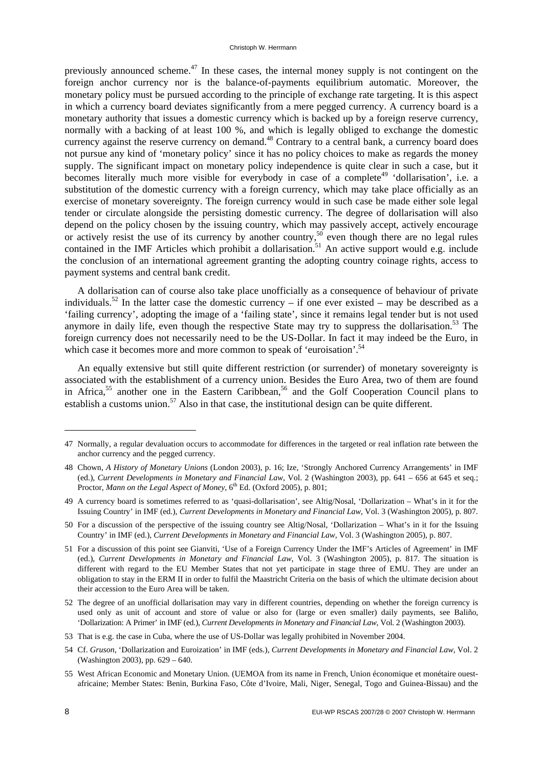previously announced scheme.[47] In these cases, the internal money supply is not contingent on the foreign anchor currency nor is the balance-of-payments equilibrium automatic. Moreover, the monetary policy must be pursued according to the principle of exchange rate targeting. It is this aspect in which a currency board deviates significantly from a mere pegged currency. A currency board is a monetary authority that issues a domestic currency which is backed up by a foreign reserve currency, normally with a backing of at least 100 %, and which is legally obliged to exchange the domestic currency against the reserve currency on demand.[48] Contrary to a central bank, a currency board does not pursue any kind of 'monetary policy' since it has no policy choices to make as regards the money supply. The significant impact on monetary policy independence is quite clear in such a case, but it becomes literally much more visible for everybody in case of a complete[49] 'dollarisation', i.e. a substitution of the domestic currency with a foreign currency, which may take place officially as an exercise of monetary sovereignty. The foreign currency would in such case be made either sole legal tender or circulate alongside the persisting domestic currency. The degree of dollarisation will also depend on the policy chosen by the issuing country, which may passively accept, actively encourage or actively resist the use of its currency by another country,[50] even though there are no legal rules contained in the IMF Articles which prohibit a dollarisation.[51] An active support would e.g. include the conclusion of an international agreement granting the adopting country coinage rights, access to payment systems and central bank credit.

A dollarisation can of course also take place unofficially as a consequence of behaviour of private individuals.[52] In the latter case the domestic currency – if one ever existed – may be described as a 'failing currency', adopting the image of a 'failing state', since it remains legal tender but is not used anymore in daily life, even though the respective State may try to suppress the dollarisation.[53] The foreign currency does not necessarily need to be the US-Dollar. In fact it may indeed be the Euro, in which case it becomes more and more common to speak of 'euroisation'.[54]

An equally extensive but still quite different restriction (or surrender) of monetary sovereignty is associated with the establishment of a currency union. Besides the Euro Area, two of them are found in Africa,[55] another one in the Eastern Caribbean,[56] and the Golf Cooperation Council plans to establish a customs union.[57] Also in that case, the institutional design can be quite different.

---

47 Normally, a regular devaluation occurs to accommodate for differences in the targeted or real inflation rate between the anchor currency and the pegged currency.

48 Chown, *A History of Monetary Unions* (London 2003), p. 16; Ize, 'Strongly Anchored Currency Arrangements' in IMF (ed.), *Current Developments in Monetary and Financial Law*, Vol. 2 (Washington 2003), pp. 641 – 656 at 645 et seq.; Proctor, *Mann on the Legal Aspect of Money*, 6th Ed. (Oxford 2005), p. 801;

49 A currency board is sometimes referred to as 'quasi-dollarisation', see Altig/Nosal, 'Dollarization – What's in it for the Issuing Country' in IMF (ed.), *Current Developments in Monetary and Financial Law*, Vol. 3 (Washington 2005), p. 807.

50 For a discussion of the perspective of the issuing country see Altig/Nosal, 'Dollarization – What's in it for the Issuing Country' in IMF (ed.), *Current Developments in Monetary and Financial Law*, Vol. 3 (Washington 2005), p. 807.

51 For a discussion of this point see Gianviti, 'Use of a Foreign Currency Under the IMF's Articles of Agreement' in IMF (ed.), *Current Developments in Monetary and Financial Law*, Vol. 3 (Washington 2005), p. 817. The situation is different with regard to the EU Member States that not yet participate in stage three of EMU. They are under an obligation to stay in the ERM II in order to fulfil the Maastricht Criteria on the basis of which the ultimate decision about their accession to the Euro Area will be taken.

52 The degree of an unofficial dollarisation may vary in different countries, depending on whether the foreign currency is used only as unit of account and store of value or also for (large or even smaller) daily payments, see Baliño, 'Dollarization: A Primer' in IMF (ed.), *Current Developments in Monetary and Financial Law*, Vol. 2 (Washington 2003).

53 That is e.g. the case in Cuba, where the use of US-Dollar was legally prohibited in November 2004.

54 Cf. *Gruson*, 'Dollarization and Euroization' in IMF (eds.), *Current Developments in Monetary and Financial Law*, Vol. 2 (Washington 2003), pp. 629 – 640.

55 West African Economic and Monetary Union. (UEMOA from its name in French, Union économique et monétaire ouest-africaine; Member States: Benin, Burkina Faso, Côte d'Ivoire, Mali, Niger, Senegal, Togo and Guinea-Bissau) and the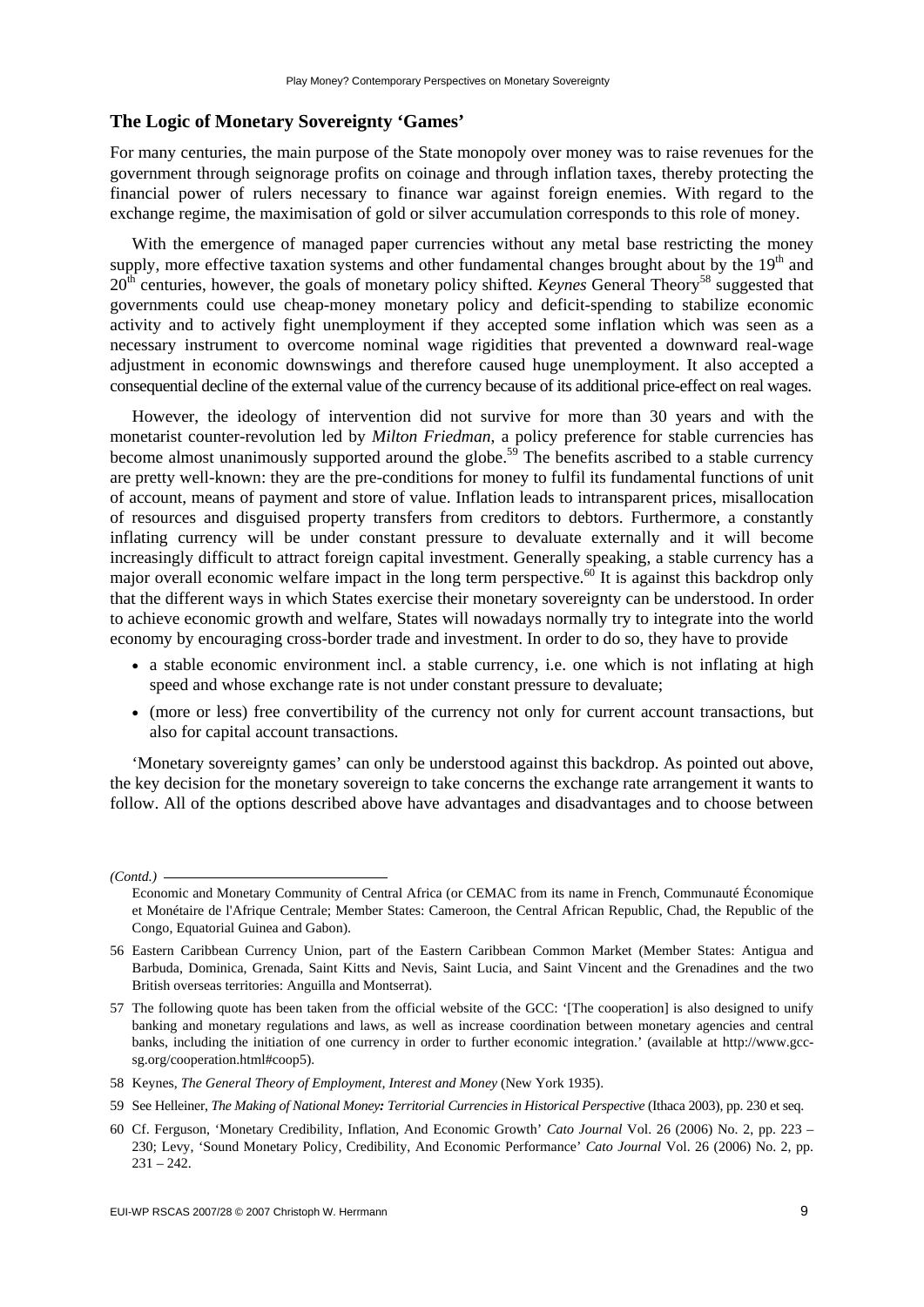## The Logic of Monetary Sovereignty 'Games'

For many centuries, the main purpose of the State monopoly over money was to raise revenues for the government through seignorage profits on coinage and through inflation taxes, thereby protecting the financial power of rulers necessary to finance war against foreign enemies. With regard to the exchange regime, the maximisation of gold or silver accumulation corresponds to this role of money.

With the emergence of managed paper currencies without any metal base restricting the money supply, more effective taxation systems and other fundamental changes brought about by the 19th and 20th centuries, however, the goals of monetary policy shifted. *Keynes* General Theory[58] suggested that governments could use cheap-money monetary policy and deficit-spending to stabilize economic activity and to actively fight unemployment if they accepted some inflation which was seen as a necessary instrument to overcome nominal wage rigidities that prevented a downward real-wage adjustment in economic downswings and therefore caused huge unemployment. It also accepted a consequential decline of the external value of the currency because of its additional price-effect on real wages.

However, the ideology of intervention did not survive for more than 30 years and with the monetarist counter-revolution led by *Milton Friedman*, a policy preference for stable currencies has become almost unanimously supported around the globe.[59] The benefits ascribed to a stable currency are pretty well-known: they are the pre-conditions for money to fulfil its fundamental functions of unit of account, means of payment and store of value. Inflation leads to intransparent prices, misallocation of resources and disguised property transfers from creditors to debtors. Furthermore, a constantly inflating currency will be under constant pressure to devaluate externally and it will become increasingly difficult to attract foreign capital investment. Generally speaking, a stable currency has a major overall economic welfare impact in the long term perspective.[60] It is against this backdrop only that the different ways in which States exercise their monetary sovereignty can be understood. In order to achieve economic growth and welfare, States will nowadays normally try to integrate into the world economy by encouraging cross-border trade and investment. In order to do so, they have to provide

- a stable economic environment incl. a stable currency, i.e. one which is not inflating at high speed and whose exchange rate is not under constant pressure to devaluate;
- (more or less) free convertibility of the currency not only for current account transactions, but also for capital account transactions.

'Monetary sovereignty games' can only be understood against this backdrop. As pointed out above, the key decision for the monetary sovereign to take concerns the exchange rate arrangement it wants to follow. All of the options described above have advantages and disadvantages and to choose between

---

*(Contd.)*

Economic and Monetary Community of Central Africa (or CEMAC from its name in French, Communauté Économique et Monétaire de l'Afrique Centrale; Member States: Cameroon, the Central African Republic, Chad, the Republic of the Congo, Equatorial Guinea and Gabon).

56 Eastern Caribbean Currency Union, part of the Eastern Caribbean Common Market (Member States: Antigua and Barbuda, Dominica, Grenada, Saint Kitts and Nevis, Saint Lucia, and Saint Vincent and the Grenadines and the two British overseas territories: Anguilla and Montserrat).

57 The following quote has been taken from the official website of the GCC: '[The cooperation] is also designed to unify banking and monetary regulations and laws, as well as increase coordination between monetary agencies and central banks, including the initiation of one currency in order to further economic integration.' (available at http://www.gcc-sg.org/cooperation.html#coop5).

58 Keynes, *The General Theory of Employment, Interest and Money* (New York 1935).

59 See Helleiner, *The Making of National Money: Territorial Currencies in Historical Perspective* (Ithaca 2003), pp. 230 et seq.

60 Cf. Ferguson, 'Monetary Credibility, Inflation, And Economic Growth' *Cato Journal* Vol. 26 (2006) No. 2, pp. 223 – 230; Levy, 'Sound Monetary Policy, Credibility, And Economic Performance' *Cato Journal* Vol. 26 (2006) No. 2, pp. 231 – 242.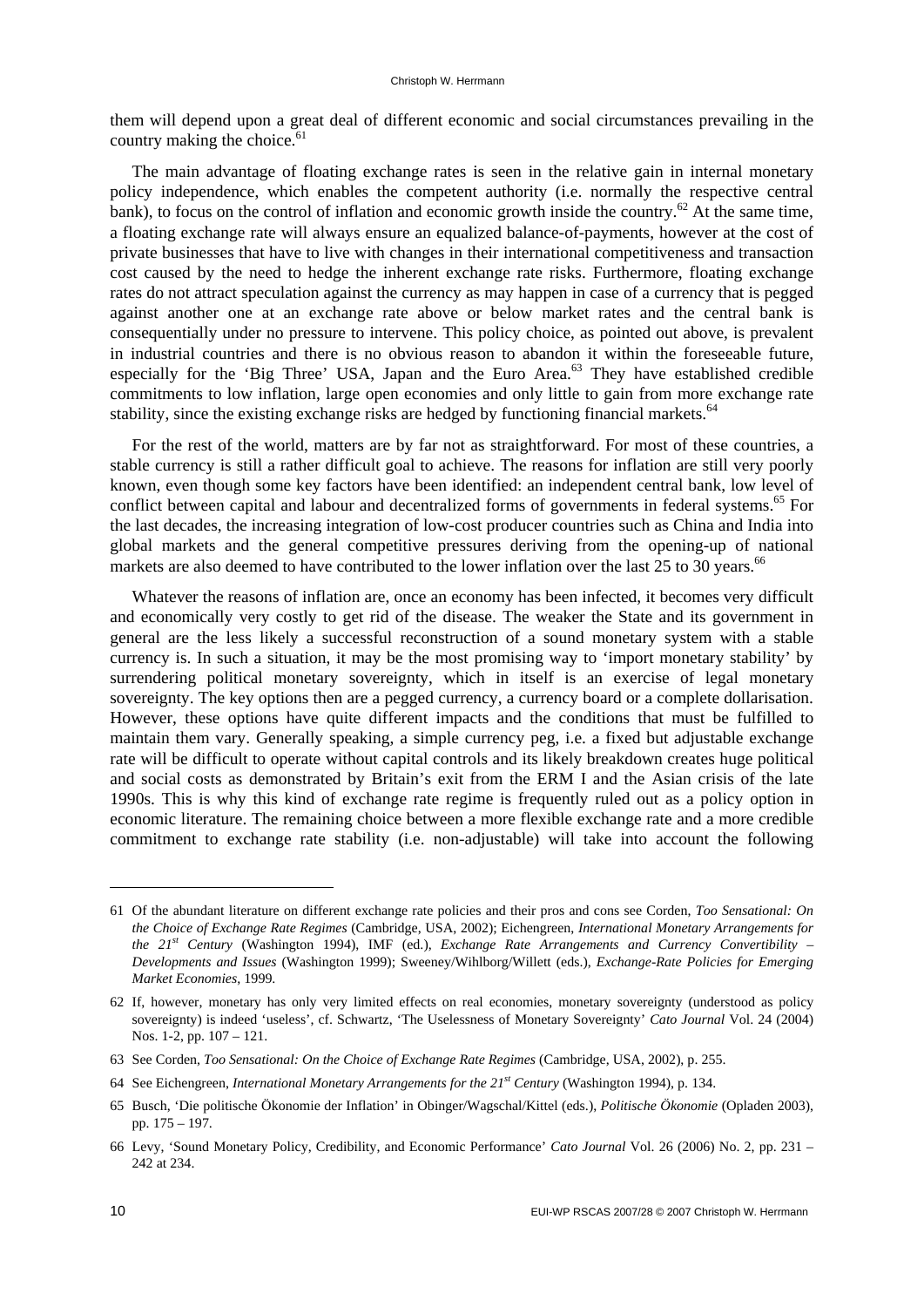them will depend upon a great deal of different economic and social circumstances prevailing in the country making the choice.[61]

The main advantage of floating exchange rates is seen in the relative gain in internal monetary policy independence, which enables the competent authority (i.e. normally the respective central bank), to focus on the control of inflation and economic growth inside the country.[62] At the same time, a floating exchange rate will always ensure an equalized balance-of-payments, however at the cost of private businesses that have to live with changes in their international competitiveness and transaction cost caused by the need to hedge the inherent exchange rate risks. Furthermore, floating exchange rates do not attract speculation against the currency as may happen in case of a currency that is pegged against another one at an exchange rate above or below market rates and the central bank is consequentially under no pressure to intervene. This policy choice, as pointed out above, is prevalent in industrial countries and there is no obvious reason to abandon it within the foreseeable future, especially for the 'Big Three' USA, Japan and the Euro Area.[63] They have established credible commitments to low inflation, large open economies and only little to gain from more exchange rate stability, since the existing exchange risks are hedged by functioning financial markets.[64]

For the rest of the world, matters are by far not as straightforward. For most of these countries, a stable currency is still a rather difficult goal to achieve. The reasons for inflation are still very poorly known, even though some key factors have been identified: an independent central bank, low level of conflict between capital and labour and decentralized forms of governments in federal systems.[65] For the last decades, the increasing integration of low-cost producer countries such as China and India into global markets and the general competitive pressures deriving from the opening-up of national markets are also deemed to have contributed to the lower inflation over the last 25 to 30 years.[66]

Whatever the reasons of inflation are, once an economy has been infected, it becomes very difficult and economically very costly to get rid of the disease. The weaker the State and its government in general are the less likely a successful reconstruction of a sound monetary system with a stable currency is. In such a situation, it may be the most promising way to 'import monetary stability' by surrendering political monetary sovereignty, which in itself is an exercise of legal monetary sovereignty. The key options then are a pegged currency, a currency board or a complete dollarisation. However, these options have quite different impacts and the conditions that must be fulfilled to maintain them vary. Generally speaking, a simple currency peg, i.e. a fixed but adjustable exchange rate will be difficult to operate without capital controls and its likely breakdown creates huge political and social costs as demonstrated by Britain's exit from the ERM I and the Asian crisis of the late 1990s. This is why this kind of exchange rate regime is frequently ruled out as a policy option in economic literature. The remaining choice between a more flexible exchange rate and a more credible commitment to exchange rate stability (i.e. non-adjustable) will take into account the following

---

61 Of the abundant literature on different exchange rate policies and their pros and cons see Corden, *Too Sensational: On the Choice of Exchange Rate Regimes* (Cambridge, USA, 2002); Eichengreen, *International Monetary Arrangements for the 21st Century* (Washington 1994), IMF (ed.), *Exchange Rate Arrangements and Currency Convertibility – Developments and Issues* (Washington 1999); Sweeney/Wihlborg/Willett (eds.), *Exchange-Rate Policies for Emerging Market Economies*, 1999.

62 If, however, monetary has only very limited effects on real economies, monetary sovereignty (understood as policy sovereignty) is indeed 'useless', cf. Schwartz, 'The Uselessness of Monetary Sovereignty' *Cato Journal* Vol. 24 (2004) Nos. 1-2, pp. 107 – 121.

63 See Corden, *Too Sensational: On the Choice of Exchange Rate Regimes* (Cambridge, USA, 2002), p. 255.

64 See Eichengreen, *International Monetary Arrangements for the 21st Century* (Washington 1994), p. 134.

65 Busch, 'Die politische Ökonomie der Inflation' in Obinger/Wagschal/Kittel (eds.), *Politische Ökonomie* (Opladen 2003), pp. 175 – 197.

66 Levy, 'Sound Monetary Policy, Credibility, and Economic Performance' *Cato Journal* Vol. 26 (2006) No. 2, pp. 231 – 242 at 234.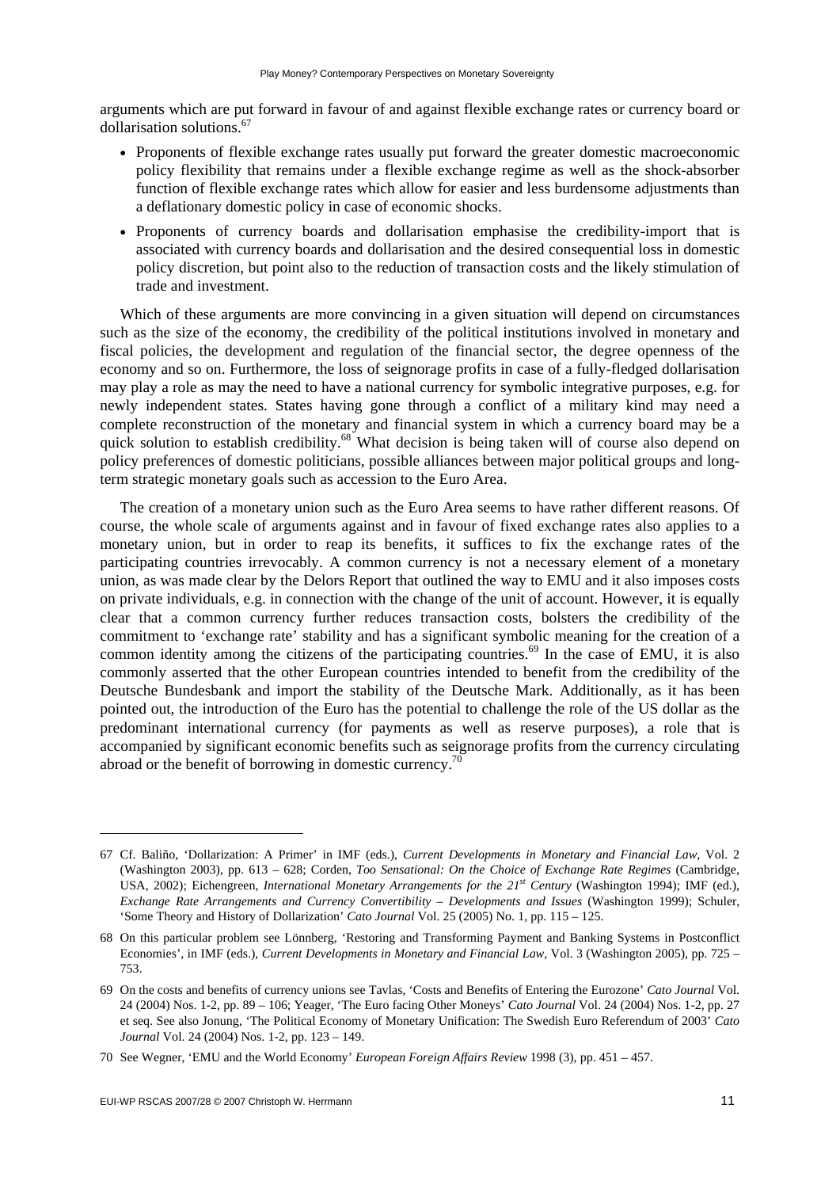arguments which are put forward in favour of and against flexible exchange rates or currency board or dollarisation solutions.[67]

- Proponents of flexible exchange rates usually put forward the greater domestic macroeconomic policy flexibility that remains under a flexible exchange regime as well as the shock-absorber function of flexible exchange rates which allow for easier and less burdensome adjustments than a deflationary domestic policy in case of economic shocks.
- Proponents of currency boards and dollarisation emphasise the credibility-import that is associated with currency boards and dollarisation and the desired consequential loss in domestic policy discretion, but point also to the reduction of transaction costs and the likely stimulation of trade and investment.

Which of these arguments are more convincing in a given situation will depend on circumstances such as the size of the economy, the credibility of the political institutions involved in monetary and fiscal policies, the development and regulation of the financial sector, the degree openness of the economy and so on. Furthermore, the loss of seignorage profits in case of a fully-fledged dollarisation may play a role as may the need to have a national currency for symbolic integrative purposes, e.g. for newly independent states. States having gone through a conflict of a military kind may need a complete reconstruction of the monetary and financial system in which a currency board may be a quick solution to establish credibility.[68] What decision is being taken will of course also depend on policy preferences of domestic politicians, possible alliances between major political groups and long-term strategic monetary goals such as accession to the Euro Area.

The creation of a monetary union such as the Euro Area seems to have rather different reasons. Of course, the whole scale of arguments against and in favour of fixed exchange rates also applies to a monetary union, but in order to reap its benefits, it suffices to fix the exchange rates of the participating countries irrevocably. A common currency is not a necessary element of a monetary union, as was made clear by the Delors Report that outlined the way to EMU and it also imposes costs on private individuals, e.g. in connection with the change of the unit of account. However, it is equally clear that a common currency further reduces transaction costs, bolsters the credibility of the commitment to 'exchange rate' stability and has a significant symbolic meaning for the creation of a common identity among the citizens of the participating countries.[69] In the case of EMU, it is also commonly asserted that the other European countries intended to benefit from the credibility of the Deutsche Bundesbank and import the stability of the Deutsche Mark. Additionally, as it has been pointed out, the introduction of the Euro has the potential to challenge the role of the US dollar as the predominant international currency (for payments as well as reserve purposes), a role that is accompanied by significant economic benefits such as seignorage profits from the currency circulating abroad or the benefit of borrowing in domestic currency.[70]

---

67 Cf. Baliño, 'Dollarization: A Primer' in IMF (eds.), *Current Developments in Monetary and Financial Law*, Vol. 2 (Washington 2003), pp. 613 – 628; Corden, *Too Sensational: On the Choice of Exchange Rate Regimes* (Cambridge, USA, 2002); Eichengreen, *International Monetary Arrangements for the 21st Century* (Washington 1994); IMF (ed.), *Exchange Rate Arrangements and Currency Convertibility – Developments and Issues* (Washington 1999); Schuler, 'Some Theory and History of Dollarization' *Cato Journal* Vol. 25 (2005) No. 1, pp. 115 – 125.

68 On this particular problem see Lönnberg, 'Restoring and Transforming Payment and Banking Systems in Postconflict Economies', in IMF (eds.), *Current Developments in Monetary and Financial Law*, Vol. 3 (Washington 2005), pp. 725 – 753.

69 On the costs and benefits of currency unions see Tavlas, 'Costs and Benefits of Entering the Eurozone' *Cato Journal* Vol. 24 (2004) Nos. 1-2, pp. 89 – 106; Yeager, 'The Euro facing Other Moneys' *Cato Journal* Vol. 24 (2004) Nos. 1-2, pp. 27 et seq. See also Jonung, 'The Political Economy of Monetary Unification: The Swedish Euro Referendum of 2003' *Cato Journal* Vol. 24 (2004) Nos. 1-2, pp. 123 – 149.

70 See Wegner, 'EMU and the World Economy' *European Foreign Affairs Review* 1998 (3), pp. 451 – 457.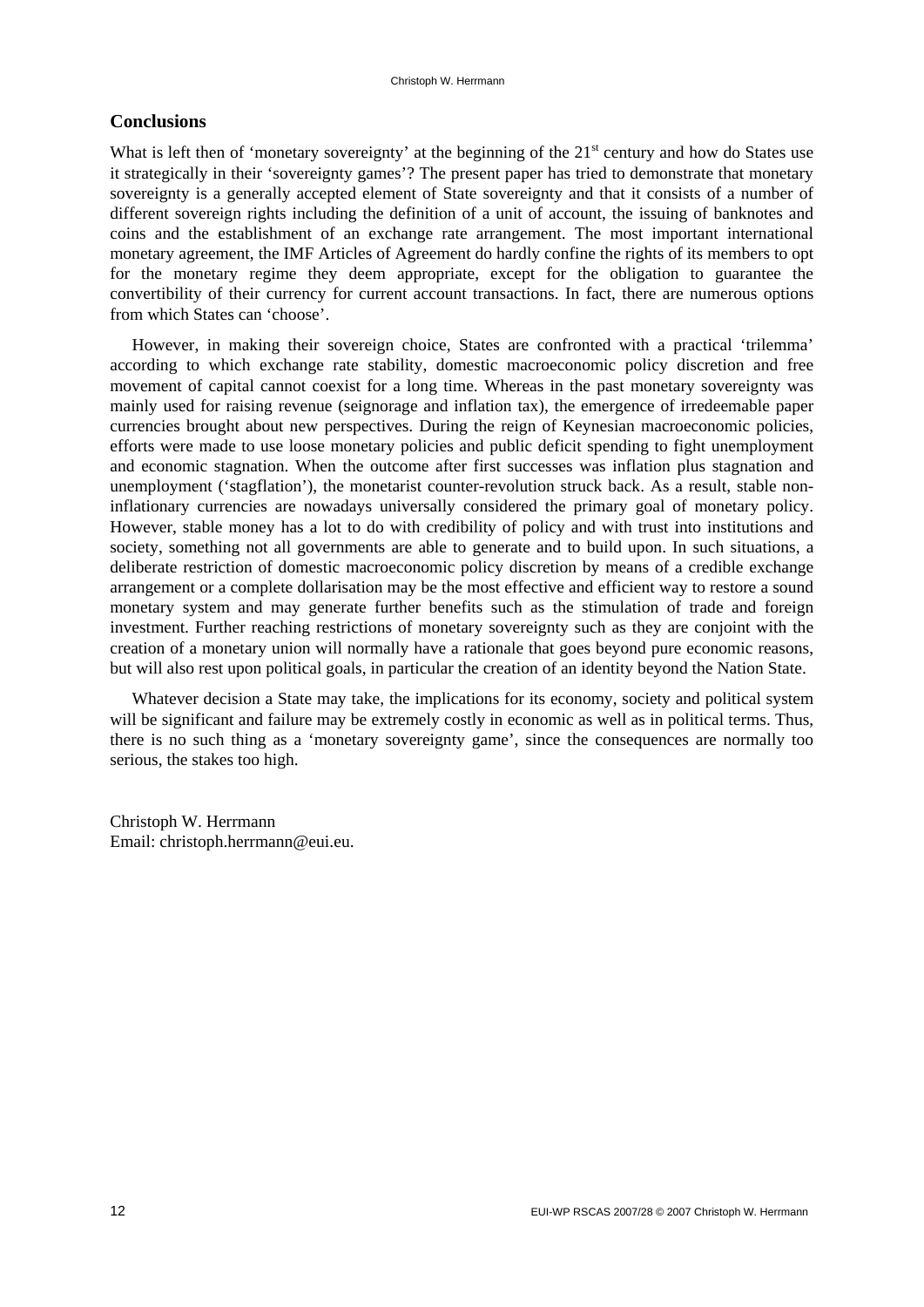## Conclusions

What is left then of 'monetary sovereignty' at the beginning of the 21st century and how do States use it strategically in their 'sovereignty games'? The present paper has tried to demonstrate that monetary sovereignty is a generally accepted element of State sovereignty and that it consists of a number of different sovereign rights including the definition of a unit of account, the issuing of banknotes and coins and the establishment of an exchange rate arrangement. The most important international monetary agreement, the IMF Articles of Agreement do hardly confine the rights of its members to opt for the monetary regime they deem appropriate, except for the obligation to guarantee the convertibility of their currency for current account transactions. In fact, there are numerous options from which States can 'choose'.

However, in making their sovereign choice, States are confronted with a practical 'trilemma' according to which exchange rate stability, domestic macroeconomic policy discretion and free movement of capital cannot coexist for a long time. Whereas in the past monetary sovereignty was mainly used for raising revenue (seignorage and inflation tax), the emergence of irredeemable paper currencies brought about new perspectives. During the reign of Keynesian macroeconomic policies, efforts were made to use loose monetary policies and public deficit spending to fight unemployment and economic stagnation. When the outcome after first successes was inflation plus stagnation and unemployment ('stagflation'), the monetarist counter-revolution struck back. As a result, stable non-inflationary currencies are nowadays universally considered the primary goal of monetary policy. However, stable money has a lot to do with credibility of policy and with trust into institutions and society, something not all governments are able to generate and to build upon. In such situations, a deliberate restriction of domestic macroeconomic policy discretion by means of a credible exchange arrangement or a complete dollarisation may be the most effective and efficient way to restore a sound monetary system and may generate further benefits such as the stimulation of trade and foreign investment. Further reaching restrictions of monetary sovereignty such as they are conjoint with the creation of a monetary union will normally have a rationale that goes beyond pure economic reasons, but will also rest upon political goals, in particular the creation of an identity beyond the Nation State.

Whatever decision a State may take, the implications for its economy, society and political system will be significant and failure may be extremely costly in economic as well as in political terms. Thus, there is no such thing as a 'monetary sovereignty game', since the consequences are normally too serious, the stakes too high.

Christoph W. Herrmann
Email: christoph.herrmann@eui.eu.